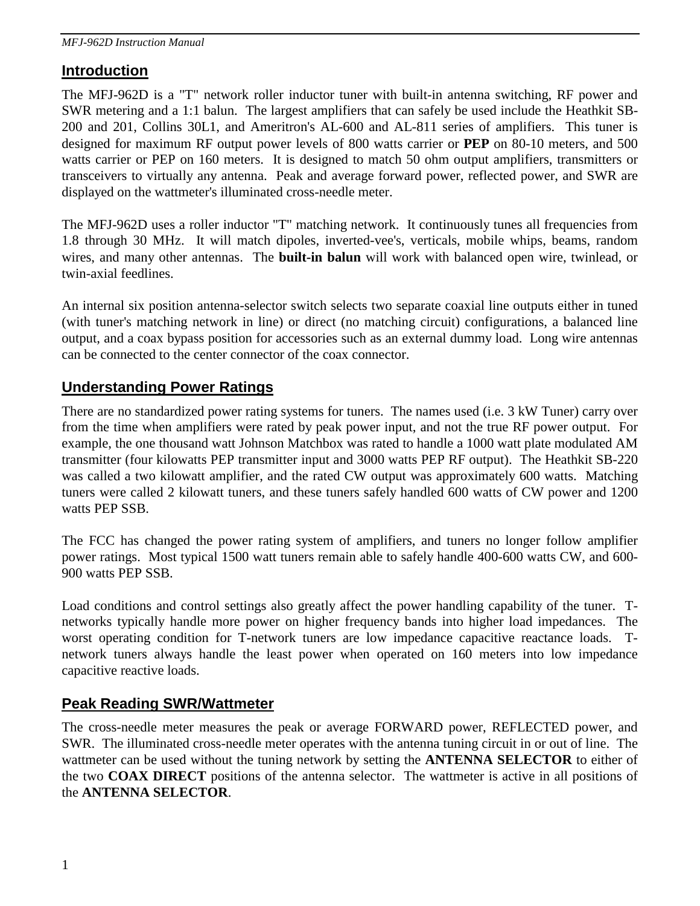## Introduction

The MFJ-962D is a "T" network roller inductor tuner with built-in antenna switching, RF power and SWR metering and a 1:1 balun. The largest amplifiers that can safely be used include the Heathkit SB-200 and 201, Collins 30L1, and Ameritron's AL-600 and AL-811 series of amplifiers. This tuner is designed for maximum RF output power levels of 800 watts carrier or **PEP** on 80-10 meters, and 500 watts carrier or PEP on 160 meters. It is designed to match 50 ohm output amplifiers, transmitters or transceivers to virtually any antenna. Peak and average forward power, reflected power, and SWR are displayed on the wattmeter's illuminated cross-needle meter.

The MFJ-962D uses a roller inductor "T" matching network. It continuously tunes all frequencies from 1.8 through 30 MHz. It will match dipoles, inverted-vee's, verticals, mobile whips, beams, random wires, and many other antennas. The **built-in balun** will work with balanced open wire, twinlead, or twin-axial feedlines.

An internal six position antenna-selector switch selects two separate coaxial line outputs either in tuned (with tuner's matching network in line) or direct (no matching circuit) configurations, a balanced line output, and a coax bypass position for accessories such as an external dummy load. Long wire antennas can be connected to the center connector of the coax connector.

## Understanding Power Ratings

There are no standardized power rating systems for tuners. The names used (i.e. 3 kW Tuner) carry over from the time when amplifiers were rated by peak power input, and not the true RF power output. For example, the one thousand watt Johnson Matchbox was rated to handle a 1000 watt plate modulated AM transmitter (four kilowatts PEP transmitter input and 3000 watts PEP RF output). The Heathkit SB-220 was called a two kilowatt amplifier, and the rated CW output was approximately 600 watts. Matching tuners were called 2 kilowatt tuners, and these tuners safely handled 600 watts of CW power and 1200 watts PEP SSB.

The FCC has changed the power rating system of amplifiers, and tuners no longer follow amplifier power ratings. Most typical 1500 watt tuners remain able to safely handle 400-600 watts CW, and 600-900 watts PEP SSB.

Load conditions and control settings also greatly affect the power handling capability of the tuner. T-networks typically handle more power on higher frequency bands into higher load impedances. The worst operating condition for T-network tuners are low impedance capacitive reactance loads. T-network tuners always handle the least power when operated on 160 meters into low impedance capacitive reactive loads.

## Peak Reading SWR/Wattmeter

The cross-needle meter measures the peak or average FORWARD power, REFLECTED power, and SWR. The illuminated cross-needle meter operates with the antenna tuning circuit in or out of line. The wattmeter can be used without the tuning network by setting the **ANTENNA SELECTOR** to either of the two **COAX DIRECT** positions of the antenna selector. The wattmeter is active in all positions of the **ANTENNA SELECTOR**.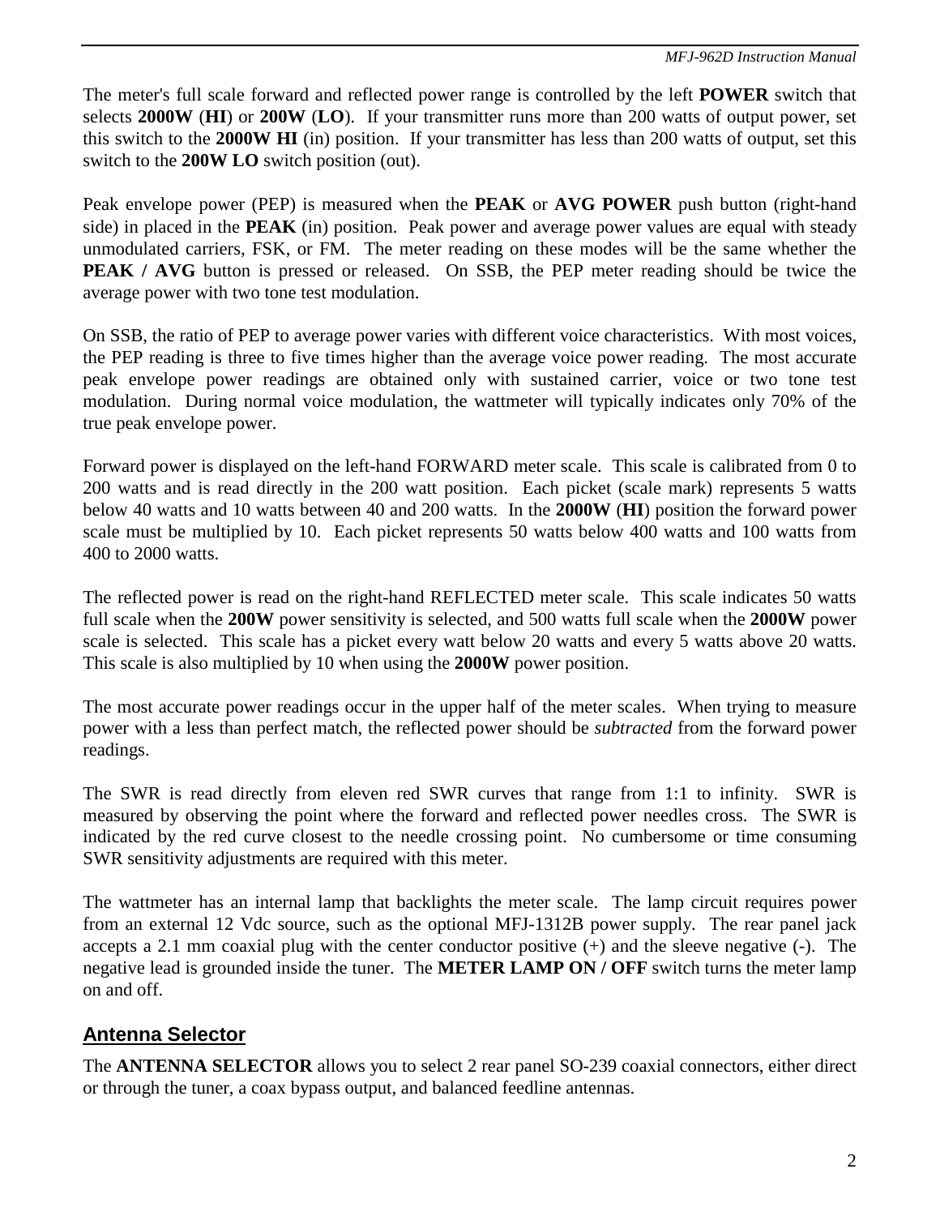The meter's full scale forward and reflected power range is controlled by the left **POWER** switch that selects **2000W** (**HI**) or **200W** (**LO**). If your transmitter runs more than 200 watts of output power, set this switch to the **2000W HI** (in) position. If your transmitter has less than 200 watts of output, set this switch to the **200W LO** switch position (out).

Peak envelope power (PEP) is measured when the **PEAK** or **AVG POWER** push button (right-hand side) in placed in the **PEAK** (in) position. Peak power and average power values are equal with steady unmodulated carriers, FSK, or FM. The meter reading on these modes will be the same whether the **PEAK / AVG** button is pressed or released. On SSB, the PEP meter reading should be twice the average power with two tone test modulation.

On SSB, the ratio of PEP to average power varies with different voice characteristics. With most voices, the PEP reading is three to five times higher than the average voice power reading. The most accurate peak envelope power readings are obtained only with sustained carrier, voice or two tone test modulation. During normal voice modulation, the wattmeter will typically indicates only 70% of the true peak envelope power.

Forward power is displayed on the left-hand FORWARD meter scale. This scale is calibrated from 0 to 200 watts and is read directly in the 200 watt position. Each picket (scale mark) represents 5 watts below 40 watts and 10 watts between 40 and 200 watts. In the **2000W** (**HI**) position the forward power scale must be multiplied by 10. Each picket represents 50 watts below 400 watts and 100 watts from 400 to 2000 watts.

The reflected power is read on the right-hand REFLECTED meter scale. This scale indicates 50 watts full scale when the **200W** power sensitivity is selected, and 500 watts full scale when the **2000W** power scale is selected. This scale has a picket every watt below 20 watts and every 5 watts above 20 watts. This scale is also multiplied by 10 when using the **2000W** power position.

The most accurate power readings occur in the upper half of the meter scales. When trying to measure power with a less than perfect match, the reflected power should be *subtracted* from the forward power readings.

The SWR is read directly from eleven red SWR curves that range from 1:1 to infinity. SWR is measured by observing the point where the forward and reflected power needles cross. The SWR is indicated by the red curve closest to the needle crossing point. No cumbersome or time consuming SWR sensitivity adjustments are required with this meter.

The wattmeter has an internal lamp that backlights the meter scale. The lamp circuit requires power from an external 12 Vdc source, such as the optional MFJ-1312B power supply. The rear panel jack accepts a 2.1 mm coaxial plug with the center conductor positive (+) and the sleeve negative (-). The negative lead is grounded inside the tuner. The **METER LAMP ON / OFF** switch turns the meter lamp on and off.

## Antenna Selector

The **ANTENNA SELECTOR** allows you to select 2 rear panel SO-239 coaxial connectors, either direct or through the tuner, a coax bypass output, and balanced feedline antennas.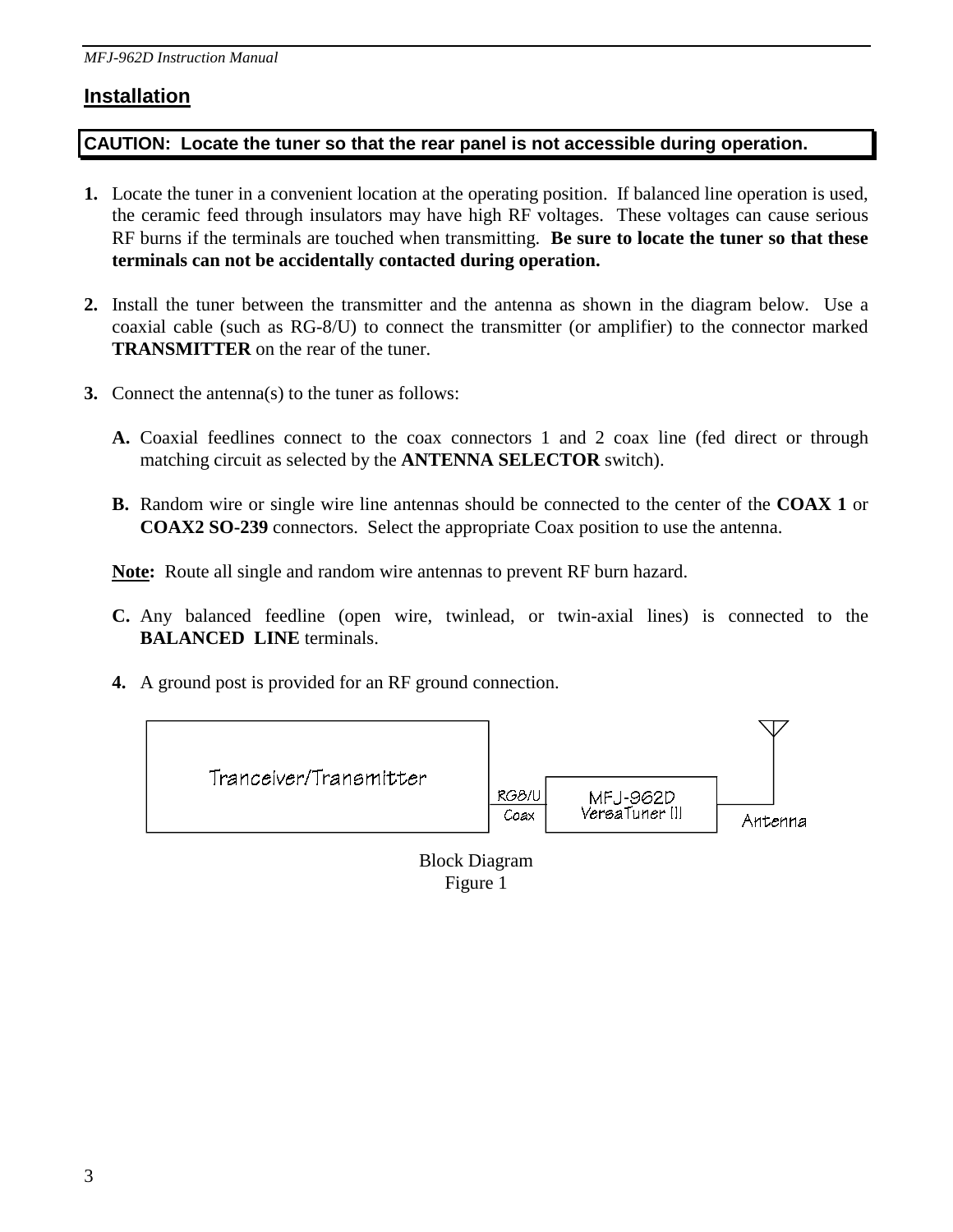## Installation

**CAUTION: Locate the tuner so that the rear panel is not accessible during operation.**

**1.** Locate the tuner in a convenient location at the operating position. If balanced line operation is used, the ceramic feed through insulators may have high RF voltages. These voltages can cause serious RF burns if the terminals are touched when transmitting. **Be sure to locate the tuner so that these terminals can not be accidentally contacted during operation.**

**2.** Install the tuner between the transmitter and the antenna as shown in the diagram below. Use a coaxial cable (such as RG-8/U) to connect the transmitter (or amplifier) to the connector marked **TRANSMITTER** on the rear of the tuner.

**3.** Connect the antenna(s) to the tuner as follows:

**A.** Coaxial feedlines connect to the coax connectors 1 and 2 coax line (fed direct or through matching circuit as selected by the **ANTENNA SELECTOR** switch).

**B.** Random wire or single wire line antennas should be connected to the center of the **COAX 1** or **COAX2 SO-239** connectors. Select the appropriate Coax position to use the antenna.

**Note:** Route all single and random wire antennas to prevent RF burn hazard.

**C.** Any balanced feedline (open wire, twinlead, or twin-axial lines) is connected to the **BALANCED LINE** terminals.

**4.** A ground post is provided for an RF ground connection.

Tranceiver/Transmitter — RG8/U Coax — MFJ-962D VersaTuner III — Antenna

Block Diagram
Figure 1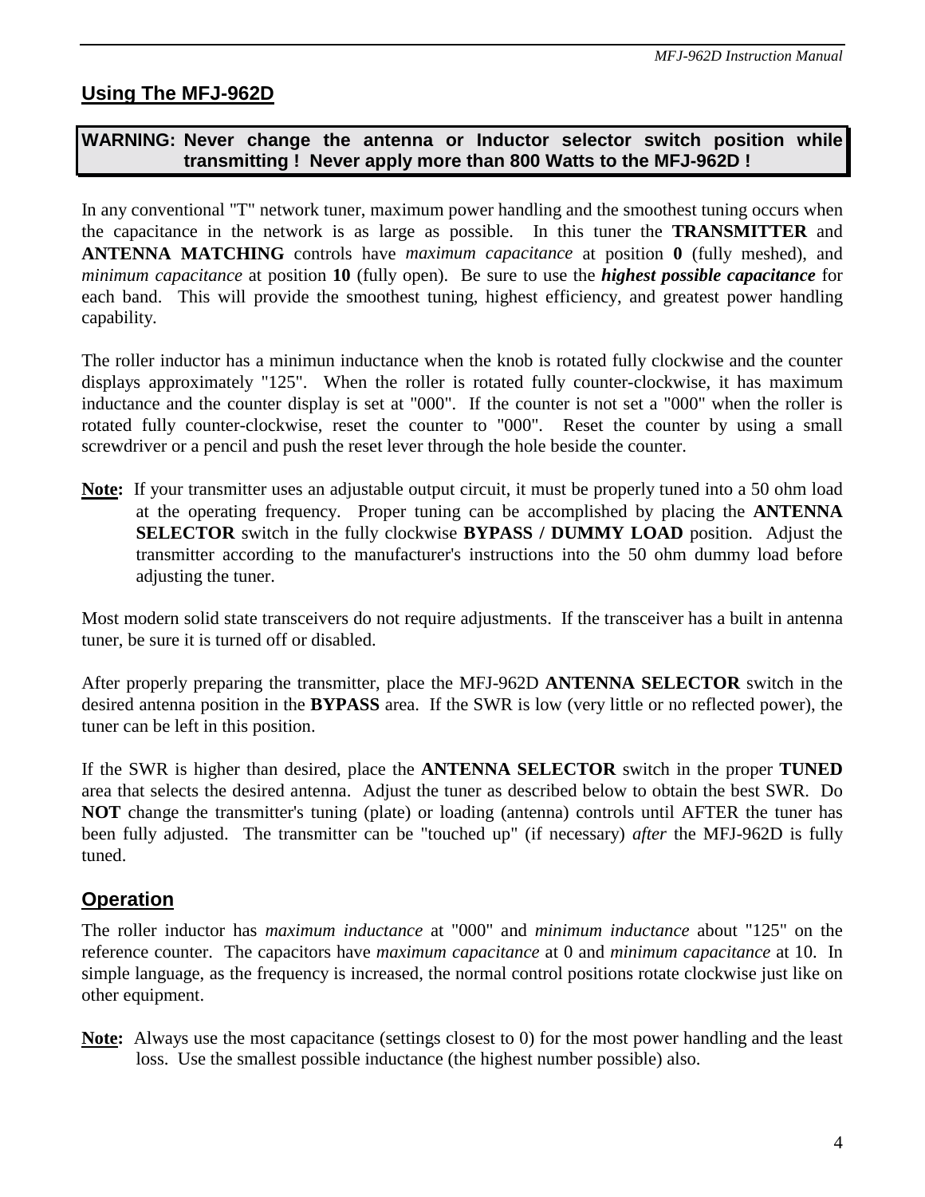## Using The MFJ-962D

**WARNING: Never change the antenna or Inductor selector switch position while transmitting ! Never apply more than 800 Watts to the MFJ-962D !**

In any conventional "T" network tuner, maximum power handling and the smoothest tuning occurs when the capacitance in the network is as large as possible. In this tuner the **TRANSMITTER** and **ANTENNA MATCHING** controls have *maximum capacitance* at position **0** (fully meshed), and *minimum capacitance* at position **10** (fully open). Be sure to use the ***highest possible capacitance*** for each band. This will provide the smoothest tuning, highest efficiency, and greatest power handling capability.

The roller inductor has a minimun inductance when the knob is rotated fully clockwise and the counter displays approximately "125". When the roller is rotated fully counter-clockwise, it has maximum inductance and the counter display is set at "000". If the counter is not set a "000" when the roller is rotated fully counter-clockwise, reset the counter to "000". Reset the counter by using a small screwdriver or a pencil and push the reset lever through the hole beside the counter.

**Note:** If your transmitter uses an adjustable output circuit, it must be properly tuned into a 50 ohm load at the operating frequency. Proper tuning can be accomplished by placing the **ANTENNA SELECTOR** switch in the fully clockwise **BYPASS / DUMMY LOAD** position. Adjust the transmitter according to the manufacturer's instructions into the 50 ohm dummy load before adjusting the tuner.

Most modern solid state transceivers do not require adjustments. If the transceiver has a built in antenna tuner, be sure it is turned off or disabled.

After properly preparing the transmitter, place the MFJ-962D **ANTENNA SELECTOR** switch in the desired antenna position in the **BYPASS** area. If the SWR is low (very little or no reflected power), the tuner can be left in this position.

If the SWR is higher than desired, place the **ANTENNA SELECTOR** switch in the proper **TUNED** area that selects the desired antenna. Adjust the tuner as described below to obtain the best SWR. Do **NOT** change the transmitter's tuning (plate) or loading (antenna) controls until AFTER the tuner has been fully adjusted. The transmitter can be "touched up" (if necessary) *after* the MFJ-962D is fully tuned.

## Operation

The roller inductor has *maximum inductance* at "000" and *minimum inductance* about "125" on the reference counter. The capacitors have *maximum capacitance* at 0 and *minimum capacitance* at 10. In simple language, as the frequency is increased, the normal control positions rotate clockwise just like on other equipment.

**Note:** Always use the most capacitance (settings closest to 0) for the most power handling and the least loss. Use the smallest possible inductance (the highest number possible) also.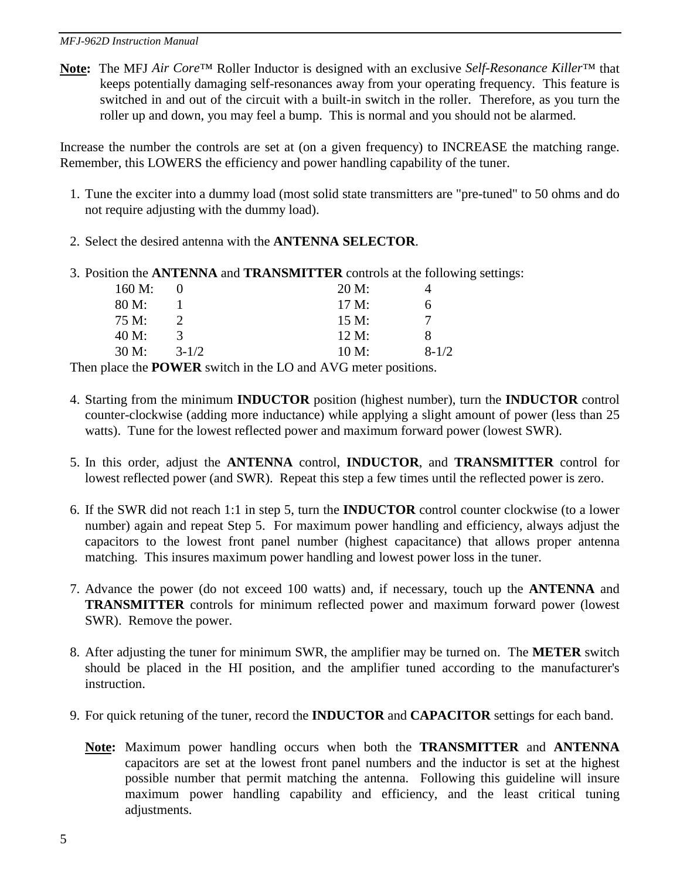**Note:** The MFJ *Air Core*™ Roller Inductor is designed with an exclusive *Self-Resonance Killer*™ that keeps potentially damaging self-resonances away from your operating frequency. This feature is switched in and out of the circuit with a built-in switch in the roller. Therefore, as you turn the roller up and down, you may feel a bump. This is normal and you should not be alarmed.

Increase the number the controls are set at (on a given frequency) to INCREASE the matching range. Remember, this LOWERS the efficiency and power handling capability of the tuner.

1. Tune the exciter into a dummy load (most solid state transmitters are "pre-tuned" to 50 ohms and do not require adjusting with the dummy load).

2. Select the desired antenna with the **ANTENNA SELECTOR**.

3. Position the **ANTENNA** and **TRANSMITTER** controls at the following settings:

| | | | |
|---|---|---|---|
| 160 M: | 0 | 20 M: | 4 |
| 80 M: | 1 | 17 M: | 6 |
| 75 M: | 2 | 15 M: | 7 |
| 40 M: | 3 | 12 M: | 8 |
| 30 M: | 3-1/2 | 10 M: | 8-1/2 |

   Then place the **POWER** switch in the LO and AVG meter positions.

4. Starting from the minimum **INDUCTOR** position (highest number), turn the **INDUCTOR** control counter-clockwise (adding more inductance) while applying a slight amount of power (less than 25 watts). Tune for the lowest reflected power and maximum forward power (lowest SWR).

5. In this order, adjust the **ANTENNA** control, **INDUCTOR**, and **TRANSMITTER** control for lowest reflected power (and SWR). Repeat this step a few times until the reflected power is zero.

6. If the SWR did not reach 1:1 in step 5, turn the **INDUCTOR** control counter clockwise (to a lower number) again and repeat Step 5. For maximum power handling and efficiency, always adjust the capacitors to the lowest front panel number (highest capacitance) that allows proper antenna matching. This insures maximum power handling and lowest power loss in the tuner.

7. Advance the power (do not exceed 100 watts) and, if necessary, touch up the **ANTENNA** and **TRANSMITTER** controls for minimum reflected power and maximum forward power (lowest SWR). Remove the power.

8. After adjusting the tuner for minimum SWR, the amplifier may be turned on. The **METER** switch should be placed in the HI position, and the amplifier tuned according to the manufacturer's instruction.

9. For quick retuning of the tuner, record the **INDUCTOR** and **CAPACITOR** settings for each band.

   **Note:** Maximum power handling occurs when both the **TRANSMITTER** and **ANTENNA** capacitors are set at the lowest front panel numbers and the inductor is set at the highest possible number that permit matching the antenna. Following this guideline will insure maximum power handling capability and efficiency, and the least critical tuning adjustments.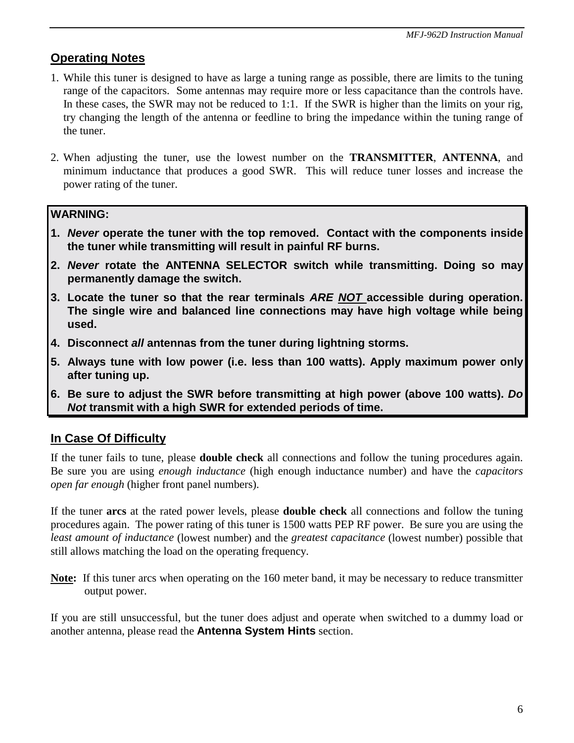## Operating Notes

1. While this tuner is designed to have as large a tuning range as possible, there are limits to the tuning range of the capacitors. Some antennas may require more or less capacitance than the controls have. In these cases, the SWR may not be reduced to 1:1. If the SWR is higher than the limits on your rig, try changing the length of the antenna or feedline to bring the impedance within the tuning range of the tuner.

2. When adjusting the tuner, use the lowest number on the **TRANSMITTER**, **ANTENNA**, and minimum inductance that produces a good SWR. This will reduce tuner losses and increase the power rating of the tuner.

**WARNING:**

1. ***Never*** **operate the tuner with the top removed. Contact with the components inside the tuner while transmitting will result in painful RF burns.**
2. ***Never*** **rotate the ANTENNA SELECTOR switch while transmitting. Doing so may permanently damage the switch.**
3. **Locate the tuner so that the rear terminals *ARE NOT* accessible during operation. The single wire and balanced line connections may have high voltage while being used.**
4. **Disconnect *all* antennas from the tuner during lightning storms.**
5. **Always tune with low power (i.e. less than 100 watts). Apply maximum power only after tuning up.**
6. **Be sure to adjust the SWR before transmitting at high power (above 100 watts). *Do Not* transmit with a high SWR for extended periods of time.**

## In Case Of Difficulty

If the tuner fails to tune, please **double check** all connections and follow the tuning procedures again. Be sure you are using *enough inductance* (high enough inductance number) and have the *capacitors open far enough* (higher front panel numbers).

If the tuner **arcs** at the rated power levels, please **double check** all connections and follow the tuning procedures again. The power rating of this tuner is 1500 watts PEP RF power. Be sure you are using the *least amount of inductance* (lowest number) and the *greatest capacitance* (lowest number) possible that still allows matching the load on the operating frequency.

**Note:** If this tuner arcs when operating on the 160 meter band, it may be necessary to reduce transmitter output power.

If you are still unsuccessful, but the tuner does adjust and operate when switched to a dummy load or another antenna, please read the **Antenna System Hints** section.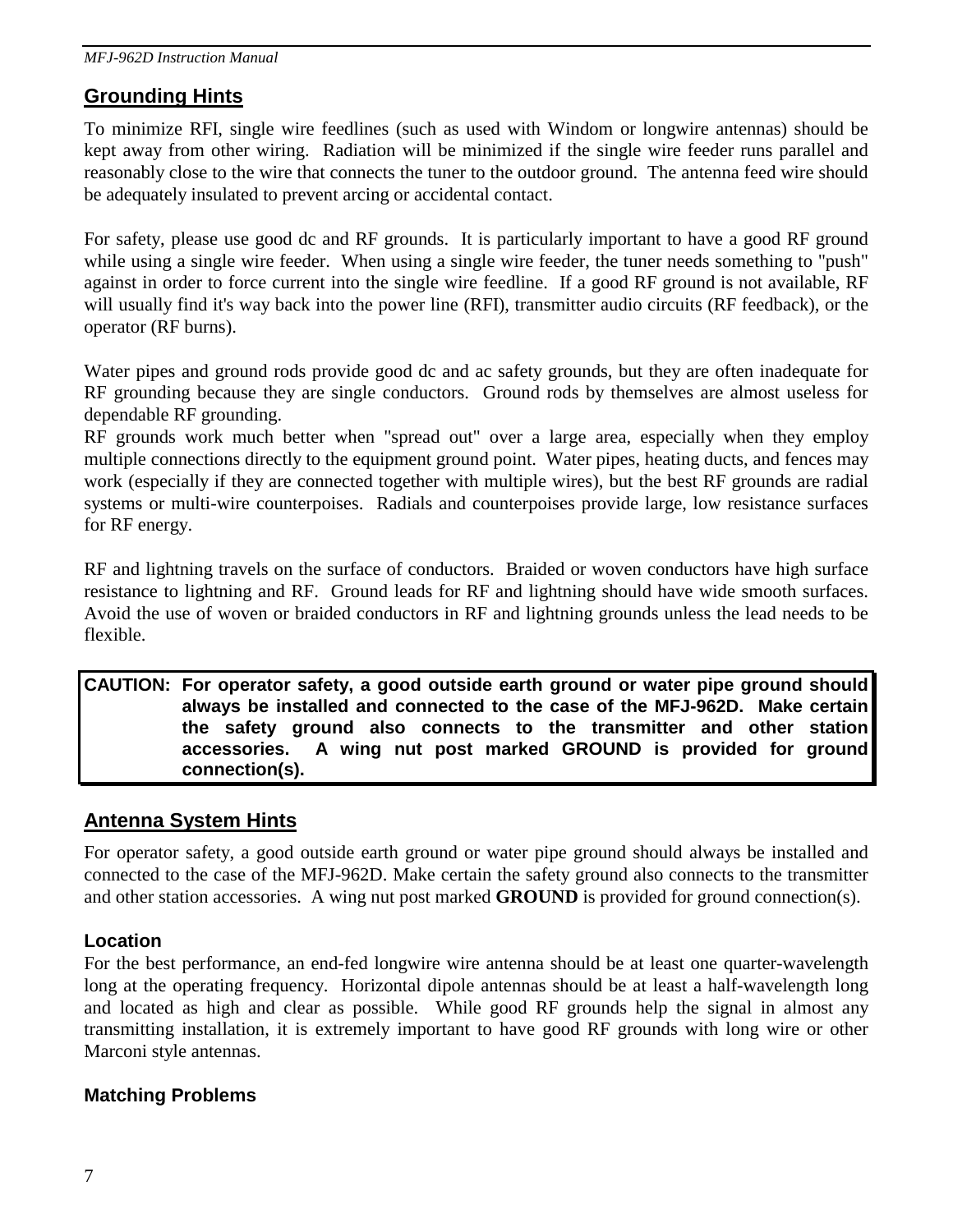## Grounding Hints

To minimize RFI, single wire feedlines (such as used with Windom or longwire antennas) should be kept away from other wiring. Radiation will be minimized if the single wire feeder runs parallel and reasonably close to the wire that connects the tuner to the outdoor ground. The antenna feed wire should be adequately insulated to prevent arcing or accidental contact.

For safety, please use good dc and RF grounds. It is particularly important to have a good RF ground while using a single wire feeder. When using a single wire feeder, the tuner needs something to "push" against in order to force current into the single wire feedline. If a good RF ground is not available, RF will usually find it's way back into the power line (RFI), transmitter audio circuits (RF feedback), or the operator (RF burns).

Water pipes and ground rods provide good dc and ac safety grounds, but they are often inadequate for RF grounding because they are single conductors. Ground rods by themselves are almost useless for dependable RF grounding.
RF grounds work much better when "spread out" over a large area, especially when they employ multiple connections directly to the equipment ground point. Water pipes, heating ducts, and fences may work (especially if they are connected together with multiple wires), but the best RF grounds are radial systems or multi-wire counterpoises. Radials and counterpoises provide large, low resistance surfaces for RF energy.

RF and lightning travels on the surface of conductors. Braided or woven conductors have high surface resistance to lightning and RF. Ground leads for RF and lightning should have wide smooth surfaces. Avoid the use of woven or braided conductors in RF and lightning grounds unless the lead needs to be flexible.

**CAUTION: For operator safety, a good outside earth ground or water pipe ground should always be installed and connected to the case of the MFJ-962D. Make certain the safety ground also connects to the transmitter and other station accessories. A wing nut post marked GROUND is provided for ground connection(s).**

## Antenna System Hints

For operator safety, a good outside earth ground or water pipe ground should always be installed and connected to the case of the MFJ-962D. Make certain the safety ground also connects to the transmitter and other station accessories. A wing nut post marked **GROUND** is provided for ground connection(s).

### Location

For the best performance, an end-fed longwire wire antenna should be at least one quarter-wavelength long at the operating frequency. Horizontal dipole antennas should be at least a half-wavelength long and located as high and clear as possible. While good RF grounds help the signal in almost any transmitting installation, it is extremely important to have good RF grounds with long wire or other Marconi style antennas.

### Matching Problems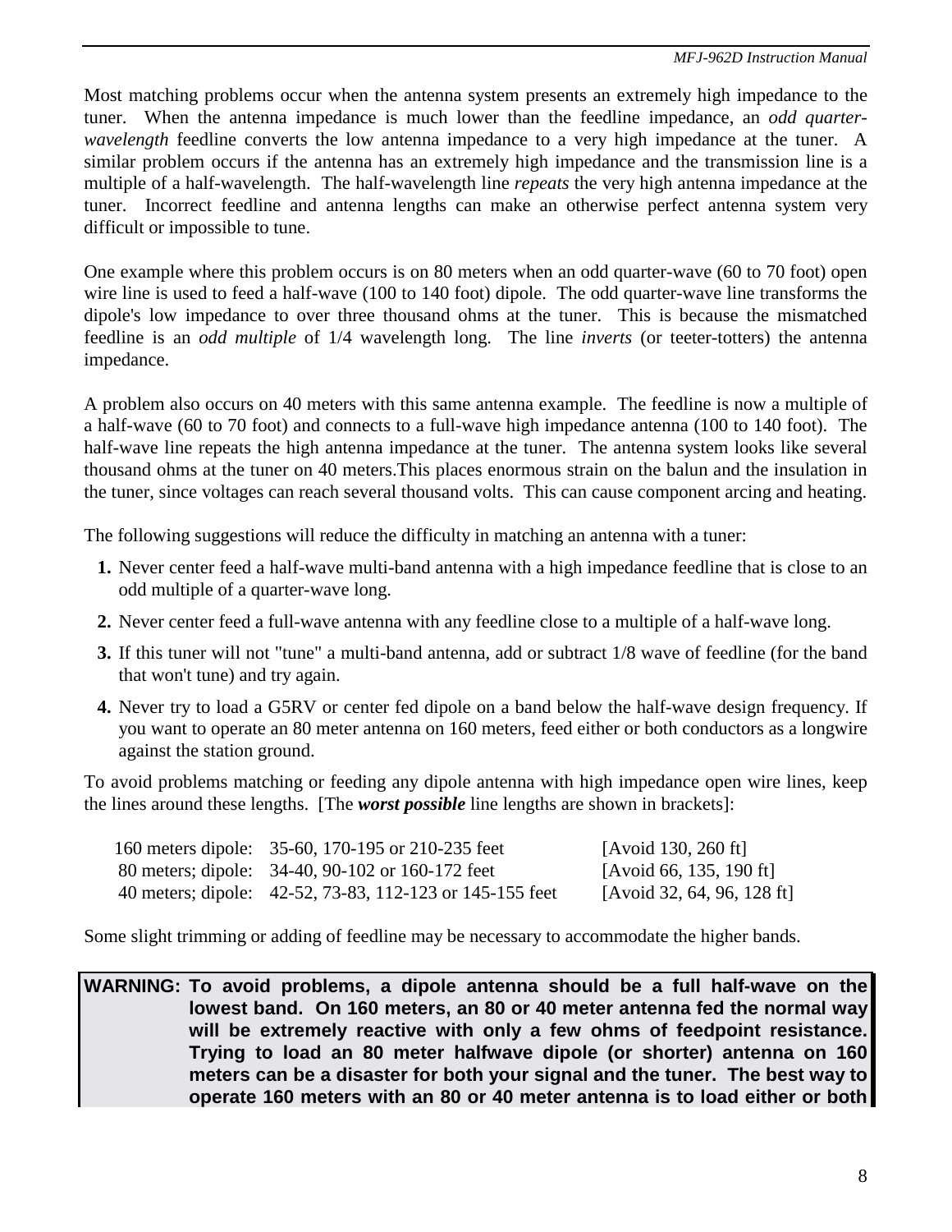Most matching problems occur when the antenna system presents an extremely high impedance to the tuner. When the antenna impedance is much lower than the feedline impedance, an *odd quarter-wavelength* feedline converts the low antenna impedance to a very high impedance at the tuner. A similar problem occurs if the antenna has an extremely high impedance and the transmission line is a multiple of a half-wavelength. The half-wavelength line *repeats* the very high antenna impedance at the tuner. Incorrect feedline and antenna lengths can make an otherwise perfect antenna system very difficult or impossible to tune.

One example where this problem occurs is on 80 meters when an odd quarter-wave (60 to 70 foot) open wire line is used to feed a half-wave (100 to 140 foot) dipole. The odd quarter-wave line transforms the dipole's low impedance to over three thousand ohms at the tuner. This is because the mismatched feedline is an *odd multiple* of 1/4 wavelength long. The line *inverts* (or teeter-totters) the antenna impedance.

A problem also occurs on 40 meters with this same antenna example. The feedline is now a multiple of a half-wave (60 to 70 foot) and connects to a full-wave high impedance antenna (100 to 140 foot). The half-wave line repeats the high antenna impedance at the tuner. The antenna system looks like several thousand ohms at the tuner on 40 meters.This places enormous strain on the balun and the insulation in the tuner, since voltages can reach several thousand volts. This can cause component arcing and heating.

The following suggestions will reduce the difficulty in matching an antenna with a tuner:

1. Never center feed a half-wave multi-band antenna with a high impedance feedline that is close to an odd multiple of a quarter-wave long.
2. Never center feed a full-wave antenna with any feedline close to a multiple of a half-wave long.
3. If this tuner will not "tune" a multi-band antenna, add or subtract 1/8 wave of feedline (for the band that won't tune) and try again.
4. Never try to load a G5RV or center fed dipole on a band below the half-wave design frequency. If you want to operate an 80 meter antenna on 160 meters, feed either or both conductors as a longwire against the station ground.

To avoid problems matching or feeding any dipole antenna with high impedance open wire lines, keep the lines around these lengths. [The ***worst possible*** line lengths are shown in brackets]:

| | | |
|---|---|---|
| 160 meters dipole: | 35-60, 170-195 or 210-235 feet | [Avoid 130, 260 ft] |
| 80 meters; dipole: | 34-40, 90-102 or 160-172 feet | [Avoid 66, 135, 190 ft] |
| 40 meters; dipole: | 42-52, 73-83, 112-123 or 145-155 feet | [Avoid 32, 64, 96, 128 ft] |

Some slight trimming or adding of feedline may be necessary to accommodate the higher bands.

**WARNING: To avoid problems, a dipole antenna should be a full half-wave on the lowest band. On 160 meters, an 80 or 40 meter antenna fed the normal way will be extremely reactive with only a few ohms of feedpoint resistance. Trying to load an 80 meter halfwave dipole (or shorter) antenna on 160 meters can be a disaster for both your signal and the tuner. The best way to operate 160 meters with an 80 or 40 meter antenna is to load either or both**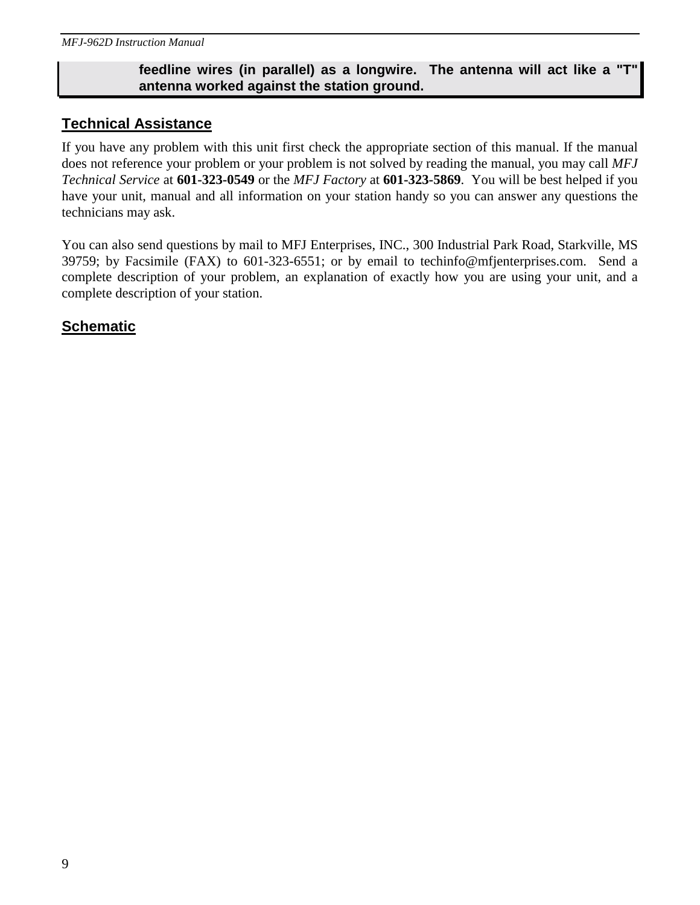**feedline wires (in parallel) as a longwire. The antenna will act like a "T" antenna worked against the station ground.**

## Technical Assistance

If you have any problem with this unit first check the appropriate section of this manual. If the manual does not reference your problem or your problem is not solved by reading the manual, you may call *MFJ Technical Service* at **601-323-0549** or the *MFJ Factory* at **601-323-5869**. You will be best helped if you have your unit, manual and all information on your station handy so you can answer any questions the technicians may ask.

You can also send questions by mail to MFJ Enterprises, INC., 300 Industrial Park Road, Starkville, MS 39759; by Facsimile (FAX) to 601-323-6551; or by email to techinfo@mfjenterprises.com. Send a complete description of your problem, an explanation of exactly how you are using your unit, and a complete description of your station.

## Schematic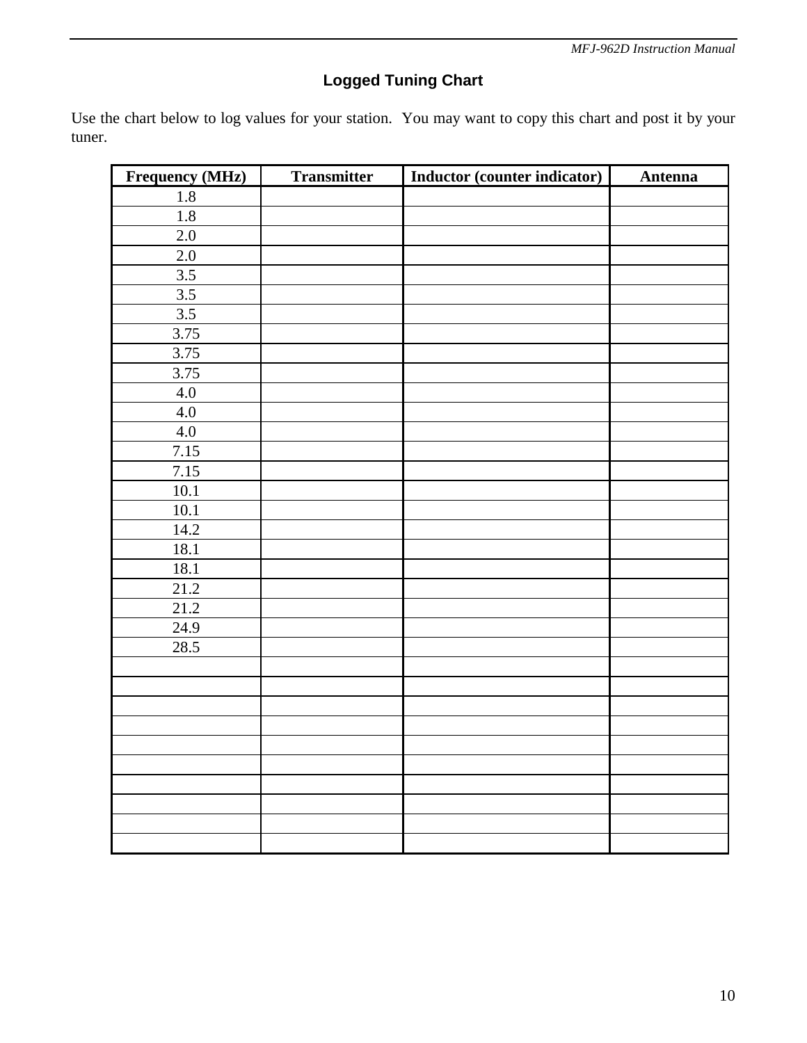## Logged Tuning Chart

Use the chart below to log values for your station. You may want to copy this chart and post it by your tuner.

| Frequency (MHz) | Transmitter | Inductor (counter indicator) | Antenna |
|---|---|---|---|
| 1.8 | | | |
| 1.8 | | | |
| 2.0 | | | |
| 2.0 | | | |
| 3.5 | | | |
| 3.5 | | | |
| 3.5 | | | |
| 3.75 | | | |
| 3.75 | | | |
| 3.75 | | | |
| 4.0 | | | |
| 4.0 | | | |
| 4.0 | | | |
| 7.15 | | | |
| 7.15 | | | |
| 10.1 | | | |
| 10.1 | | | |
| 14.2 | | | |
| 18.1 | | | |
| 18.1 | | | |
| 21.2 | | | |
| 21.2 | | | |
| 24.9 | | | |
| 28.5 | | | |
| | | | |
| | | | |
| | | | |
| | | | |
| | | | |
| | | | |
| | | | |
| | | | |
| | | | |
| | | | |